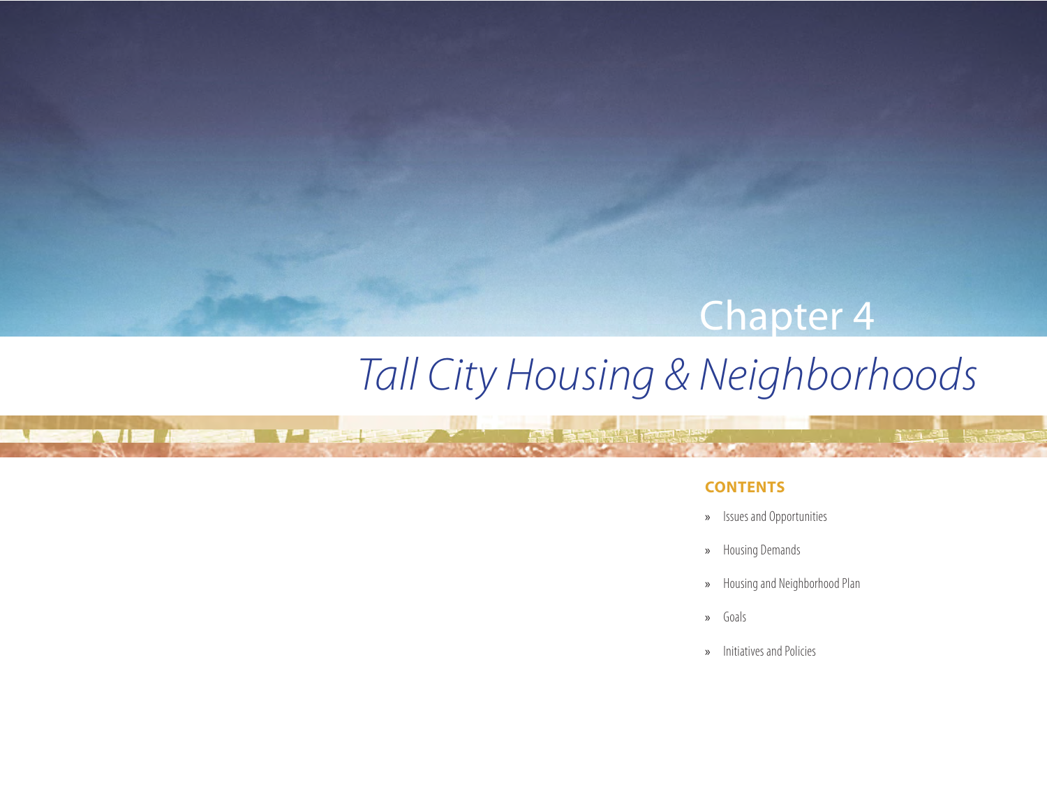# Chapter 4

## *Tall City Housing & Neighborhoods*

**CONTENTS**

- Issues and Opportunities
- Housing Demands
- Housing and Neighborhood Plan
- Goals
- Initiatives and Policies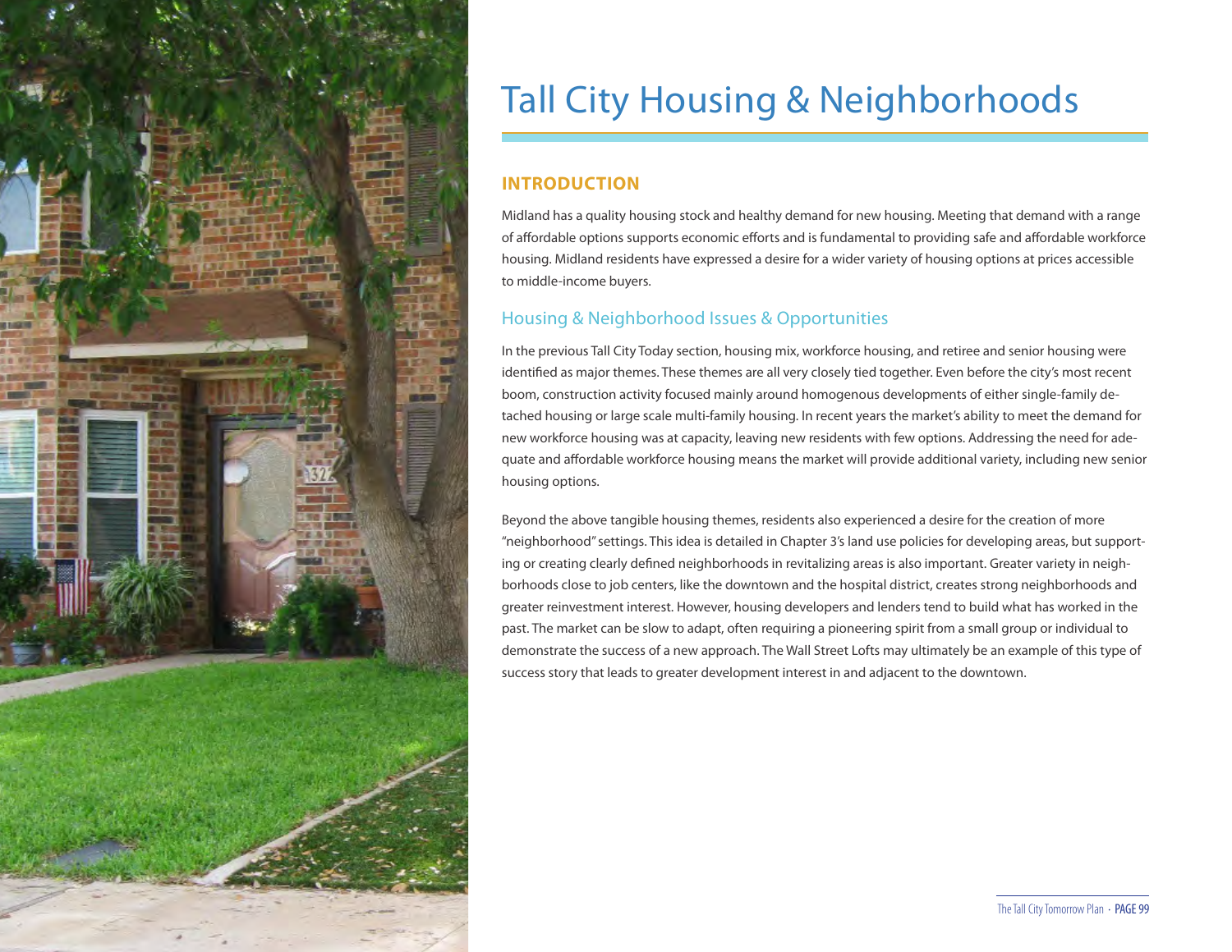# Tall City Housing & Neighborhoods

## INTRODUCTION

Midland has a quality housing stock and healthy demand for new housing. Meeting that demand with a range of affordable options supports economic efforts and is fundamental to providing safe and affordable workforce housing. Midland residents have expressed a desire for a wider variety of housing options at prices accessible to middle-income buyers.

### Housing & Neighborhood Issues & Opportunities

In the previous Tall City Today section, housing mix, workforce housing, and retiree and senior housing were identified as major themes. These themes are all very closely tied together. Even before the city's most recent boom, construction activity focused mainly around homogenous developments of either single-family detached housing or large scale multi-family housing. In recent years the market's ability to meet the demand for new workforce housing was at capacity, leaving new residents with few options. Addressing the need for adequate and affordable workforce housing means the market will provide additional variety, including new senior housing options.

Beyond the above tangible housing themes, residents also experienced a desire for the creation of more "neighborhood" settings. This idea is detailed in Chapter 3's land use policies for developing areas, but supporting or creating clearly defined neighborhoods in revitalizing areas is also important. Greater variety in neighborhoods close to job centers, like the downtown and the hospital district, creates strong neighborhoods and greater reinvestment interest. However, housing developers and lenders tend to build what has worked in the past. The market can be slow to adapt, often requiring a pioneering spirit from a small group or individual to demonstrate the success of a new approach. The Wall Street Lofts may ultimately be an example of this type of success story that leads to greater development interest in and adjacent to the downtown.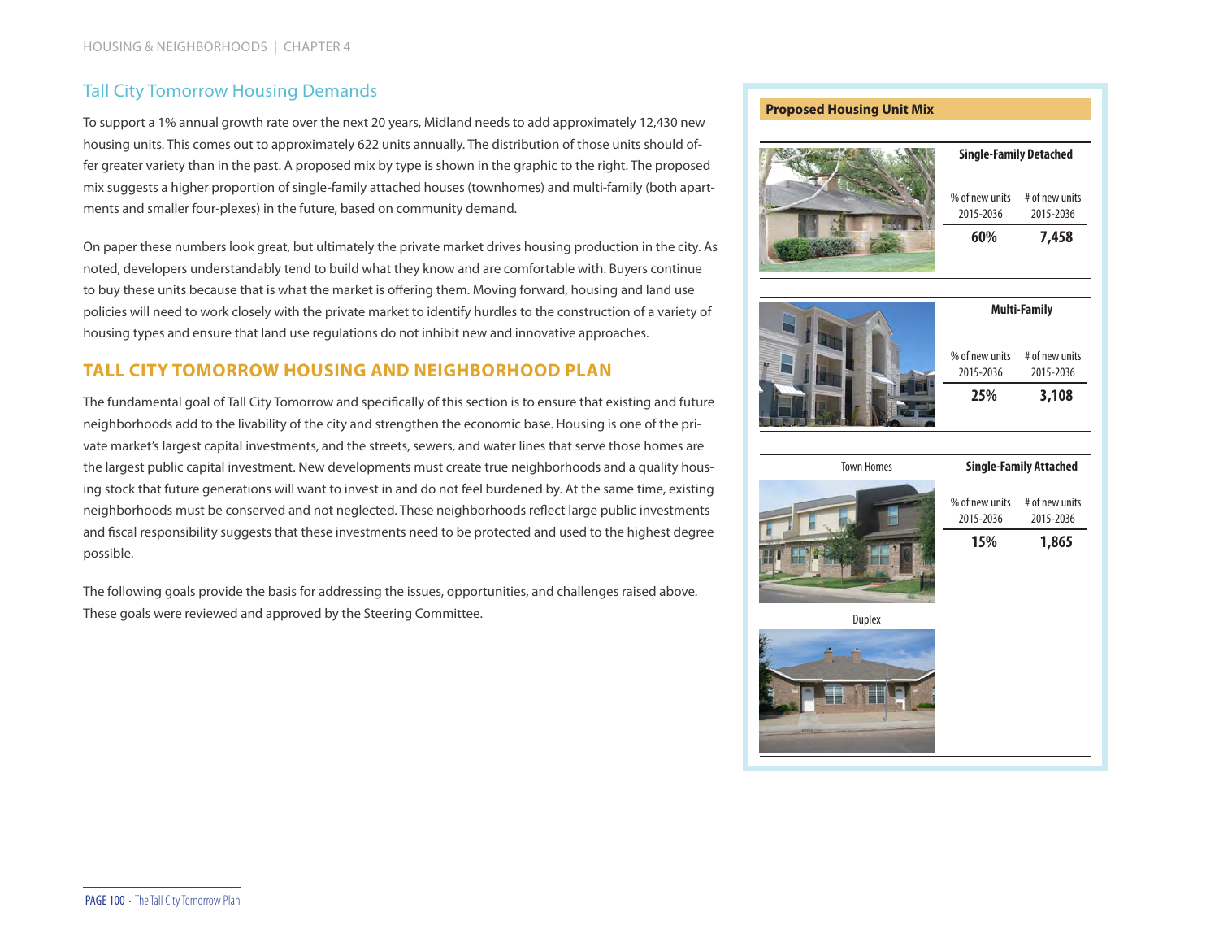## Tall City Tomorrow Housing Demands

To support a 1% annual growth rate over the next 20 years, Midland needs to add approximately 12,430 new housing units. This comes out to approximately 622 units annually. The distribution of those units should offer greater variety than in the past. A proposed mix by type is shown in the graphic to the right. The proposed mix suggests a higher proportion of single-family attached houses (townhomes) and multi-family (both apartments and smaller four-plexes) in the future, based on community demand.

On paper these numbers look great, but ultimately the private market drives housing production in the city. As noted, developers understandably tend to build what they know and are comfortable with. Buyers continue to buy these units because that is what the market is offering them. Moving forward, housing and land use policies will need to work closely with the private market to identify hurdles to the construction of a variety of housing types and ensure that land use regulations do not inhibit new and innovative approaches.

## TALL CITY TOMORROW HOUSING AND NEIGHBORHOOD PLAN

The fundamental goal of Tall City Tomorrow and specifically of this section is to ensure that existing and future neighborhoods add to the livability of the city and strengthen the economic base. Housing is one of the private market's largest capital investments, and the streets, sewers, and water lines that serve those homes are the largest public capital investment. New developments must create true neighborhoods and a quality housing stock that future generations will want to invest in and do not feel burdened by. At the same time, existing neighborhoods must be conserved and not neglected. These neighborhoods reflect large public investments and fiscal responsibility suggests that these investments need to be protected and used to the highest degree possible.

The following goals provide the basis for addressing the issues, opportunities, and challenges raised above. These goals were reviewed and approved by the Steering Committee.

**Proposed Housing Unit Mix**

| Housing Type | % of new units 2015-2036 | # of new units 2015-2036 |
|---|---|---|
| Single-Family Detached | 60% | 7,458 |
| Multi-Family | 25% | 3,108 |
| Single-Family Attached | 15% | 1,865 |

Town Homes

Duplex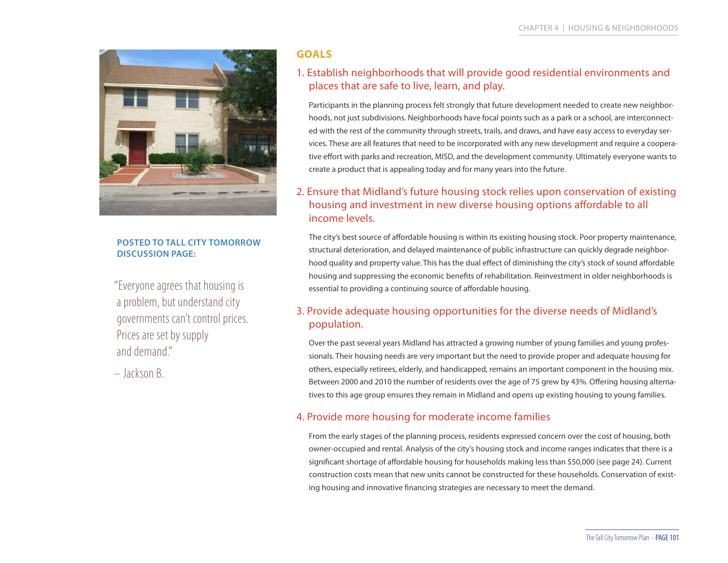**POSTED TO TALL CITY TOMORROW DISCUSSION PAGE:**

"Everyone agrees that housing is a problem, but understand city governments can't control prices. Prices are set by supply and demand."

– Jackson B.

## GOALS

### 1. Establish neighborhoods that will provide good residential environments and places that are safe to live, learn, and play.

Participants in the planning process felt strongly that future development needed to create new neighborhoods, not just subdivisions. Neighborhoods have focal points such as a park or a school, are interconnected with the rest of the community through streets, trails, and draws, and have easy access to everyday services. These are all features that need to be incorporated with any new development and require a cooperative effort with parks and recreation, MISD, and the development community. Ultimately everyone wants to create a product that is appealing today and for many years into the future.

### 2. Ensure that Midland's future housing stock relies upon conservation of existing housing and investment in new diverse housing options affordable to all income levels.

The city's best source of affordable housing is within its existing housing stock. Poor property maintenance, structural deterioration, and delayed maintenance of public infrastructure can quickly degrade neighborhood quality and property value. This has the dual effect of diminishing the city's stock of sound affordable housing and suppressing the economic benefits of rehabilitation. Reinvestment in older neighborhoods is essential to providing a continuing source of affordable housing.

### 3. Provide adequate housing opportunities for the diverse needs of Midland's population.

Over the past several years Midland has attracted a growing number of young families and young professionals. Their housing needs are very important but the need to provide proper and adequate housing for others, especially retirees, elderly, and handicapped, remains an important component in the housing mix. Between 2000 and 2010 the number of residents over the age of 75 grew by 43%. Offering housing alternatives to this age group ensures they remain in Midland and opens up existing housing to young families.

### 4. Provide more housing for moderate income families

From the early stages of the planning process, residents expressed concern over the cost of housing, both owner-occupied and rental. Analysis of the city's housing stock and income ranges indicates that there is a significant shortage of affordable housing for households making less than $50,000 (see page 24). Current construction costs mean that new units cannot be constructed for these households. Conservation of existing housing and innovative financing strategies are necessary to meet the demand.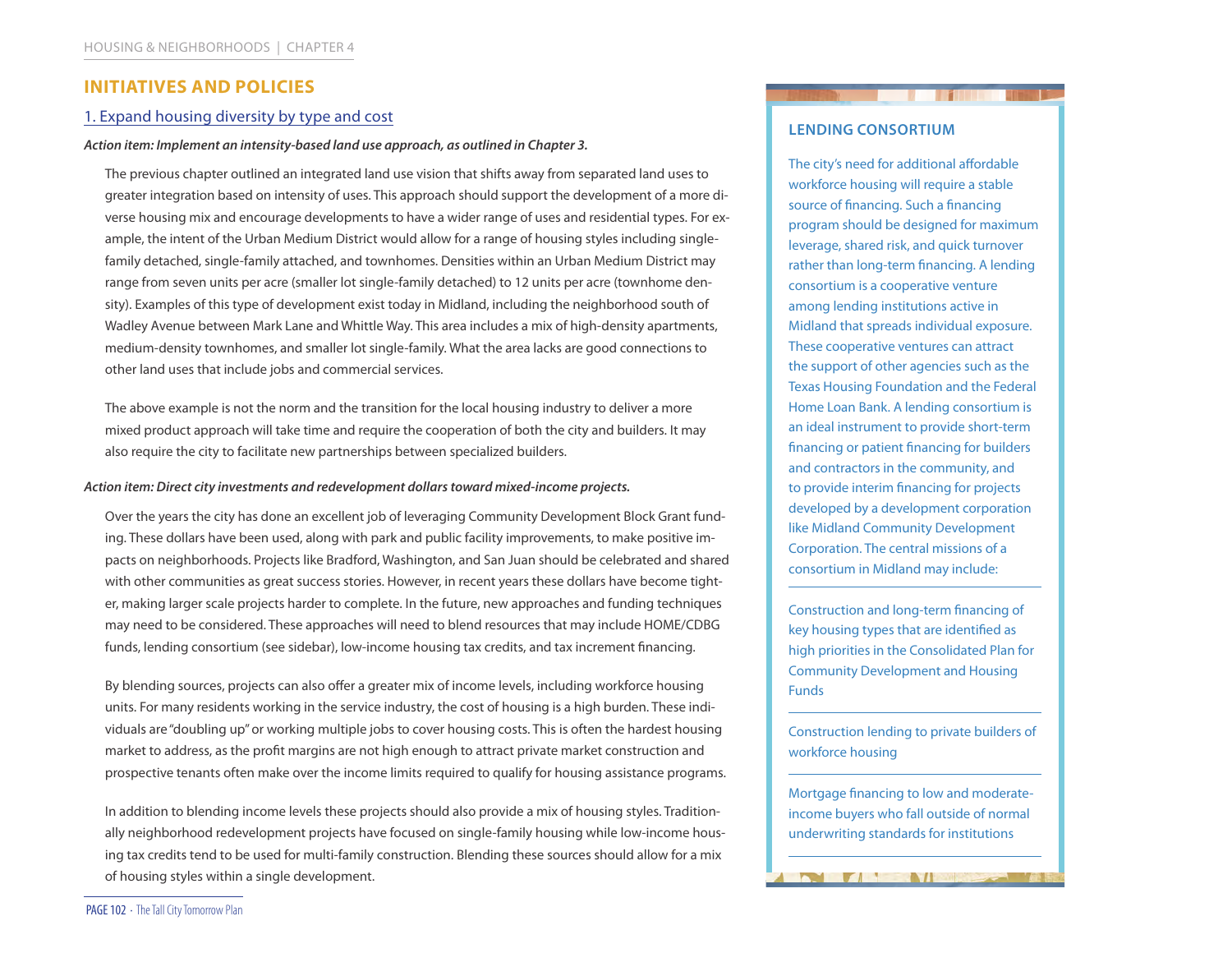## INITIATIVES AND POLICIES

### 1. Expand housing diversity by type and cost

***Action item: Implement an intensity-based land use approach, as outlined in Chapter 3.***

The previous chapter outlined an integrated land use vision that shifts away from separated land uses to greater integration based on intensity of uses. This approach should support the development of a more diverse housing mix and encourage developments to have a wider range of uses and residential types. For example, the intent of the Urban Medium District would allow for a range of housing styles including single-family detached, single-family attached, and townhomes. Densities within an Urban Medium District may range from seven units per acre (smaller lot single-family detached) to 12 units per acre (townhome density). Examples of this type of development exist today in Midland, including the neighborhood south of Wadley Avenue between Mark Lane and Whittle Way. This area includes a mix of high-density apartments, medium-density townhomes, and smaller lot single-family. What the area lacks are good connections to other land uses that include jobs and commercial services.

The above example is not the norm and the transition for the local housing industry to deliver a more mixed product approach will take time and require the cooperation of both the city and builders. It may also require the city to facilitate new partnerships between specialized builders.

***Action item: Direct city investments and redevelopment dollars toward mixed-income projects.***

Over the years the city has done an excellent job of leveraging Community Development Block Grant funding. These dollars have been used, along with park and public facility improvements, to make positive impacts on neighborhoods. Projects like Bradford, Washington, and San Juan should be celebrated and shared with other communities as great success stories. However, in recent years these dollars have become tighter, making larger scale projects harder to complete. In the future, new approaches and funding techniques may need to be considered. These approaches will need to blend resources that may include HOME/CDBG funds, lending consortium (see sidebar), low-income housing tax credits, and tax increment financing.

By blending sources, projects can also offer a greater mix of income levels, including workforce housing units. For many residents working in the service industry, the cost of housing is a high burden. These individuals are "doubling up" or working multiple jobs to cover housing costs. This is often the hardest housing market to address, as the profit margins are not high enough to attract private market construction and prospective tenants often make over the income limits required to qualify for housing assistance programs.

In addition to blending income levels these projects should also provide a mix of housing styles. Traditionally neighborhood redevelopment projects have focused on single-family housing while low-income housing tax credits tend to be used for multi-family construction. Blending these sources should allow for a mix of housing styles within a single development.

#### LENDING CONSORTIUM

The city's need for additional affordable workforce housing will require a stable source of financing. Such a financing program should be designed for maximum leverage, shared risk, and quick turnover rather than long-term financing. A lending consortium is a cooperative venture among lending institutions active in Midland that spreads individual exposure. These cooperative ventures can attract the support of other agencies such as the Texas Housing Foundation and the Federal Home Loan Bank. A lending consortium is an ideal instrument to provide short-term financing or patient financing for builders and contractors in the community, and to provide interim financing for projects developed by a development corporation like Midland Community Development Corporation. The central missions of a consortium in Midland may include:

- Construction and long-term financing of key housing types that are identified as high priorities in the Consolidated Plan for Community Development and Housing Funds
- Construction lending to private builders of workforce housing
- Mortgage financing to low and moderate-income buyers who fall outside of normal underwriting standards for institutions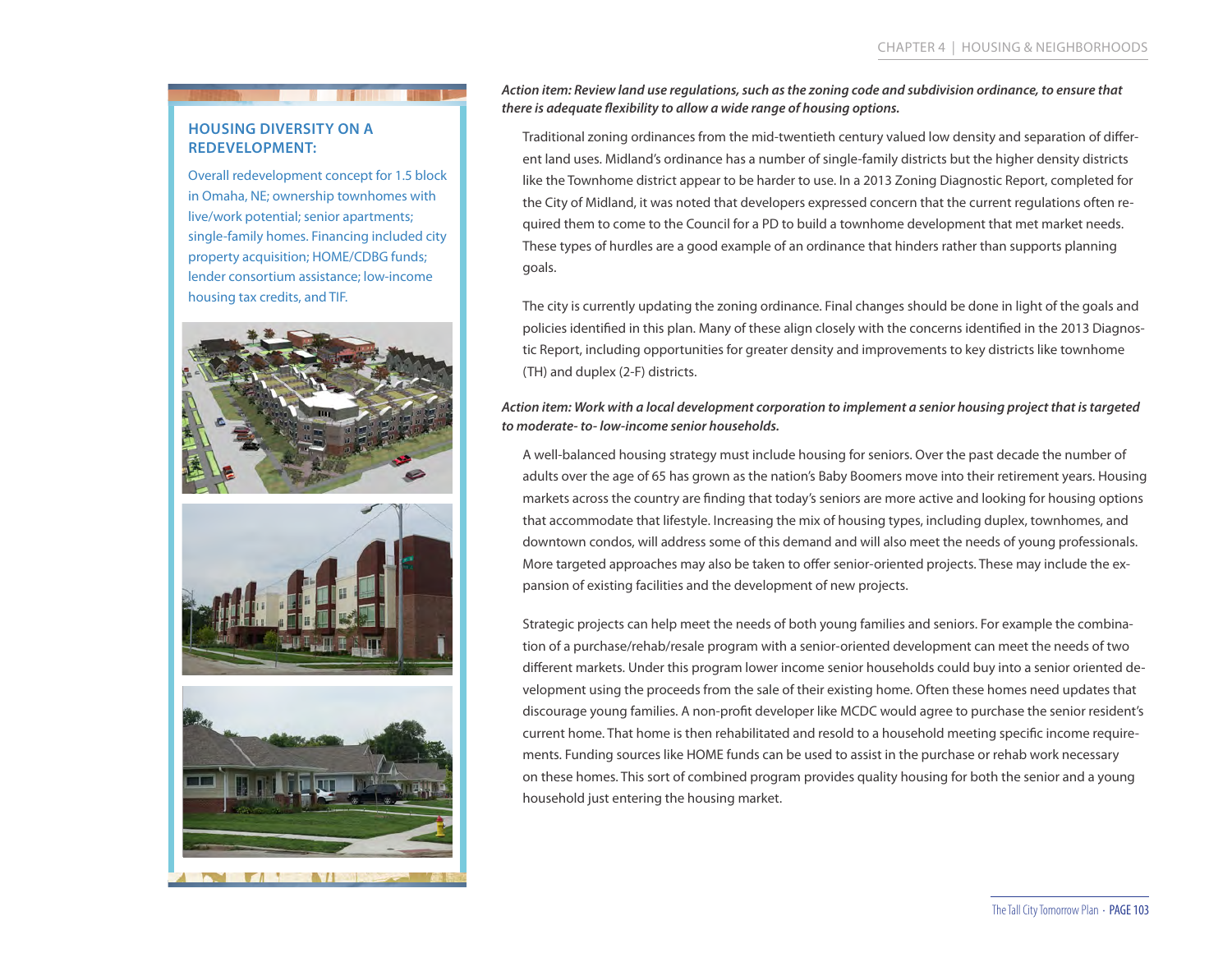## HOUSING DIVERSITY ON A REDEVELOPMENT:

Overall redevelopment concept for 1.5 block in Omaha, NE; ownership townhomes with live/work potential; senior apartments; single-family homes. Financing included city property acquisition; HOME/CDBG funds; lender consortium assistance; low-income housing tax credits, and TIF.

***Action item: Review land use regulations, such as the zoning code and subdivision ordinance, to ensure that there is adequate flexibility to allow a wide range of housing options.***

Traditional zoning ordinances from the mid-twentieth century valued low density and separation of different land uses. Midland's ordinance has a number of single-family districts but the higher density districts like the Townhome district appear to be harder to use. In a 2013 Zoning Diagnostic Report, completed for the City of Midland, it was noted that developers expressed concern that the current regulations often required them to come to the Council for a PD to build a townhome development that met market needs. These types of hurdles are a good example of an ordinance that hinders rather than supports planning goals.

The city is currently updating the zoning ordinance. Final changes should be done in light of the goals and policies identified in this plan. Many of these align closely with the concerns identified in the 2013 Diagnostic Report, including opportunities for greater density and improvements to key districts like townhome (TH) and duplex (2-F) districts.

***Action item: Work with a local development corporation to implement a senior housing project that is targeted to moderate- to- low-income senior households.***

A well-balanced housing strategy must include housing for seniors. Over the past decade the number of adults over the age of 65 has grown as the nation's Baby Boomers move into their retirement years. Housing markets across the country are finding that today's seniors are more active and looking for housing options that accommodate that lifestyle. Increasing the mix of housing types, including duplex, townhomes, and downtown condos, will address some of this demand and will also meet the needs of young professionals. More targeted approaches may also be taken to offer senior-oriented projects. These may include the expansion of existing facilities and the development of new projects.

Strategic projects can help meet the needs of both young families and seniors. For example the combination of a purchase/rehab/resale program with a senior-oriented development can meet the needs of two different markets. Under this program lower income senior households could buy into a senior oriented development using the proceeds from the sale of their existing home. Often these homes need updates that discourage young families. A non-profit developer like MCDC would agree to purchase the senior resident's current home. That home is then rehabilitated and resold to a household meeting specific income requirements. Funding sources like HOME funds can be used to assist in the purchase or rehab work necessary on these homes. This sort of combined program provides quality housing for both the senior and a young household just entering the housing market.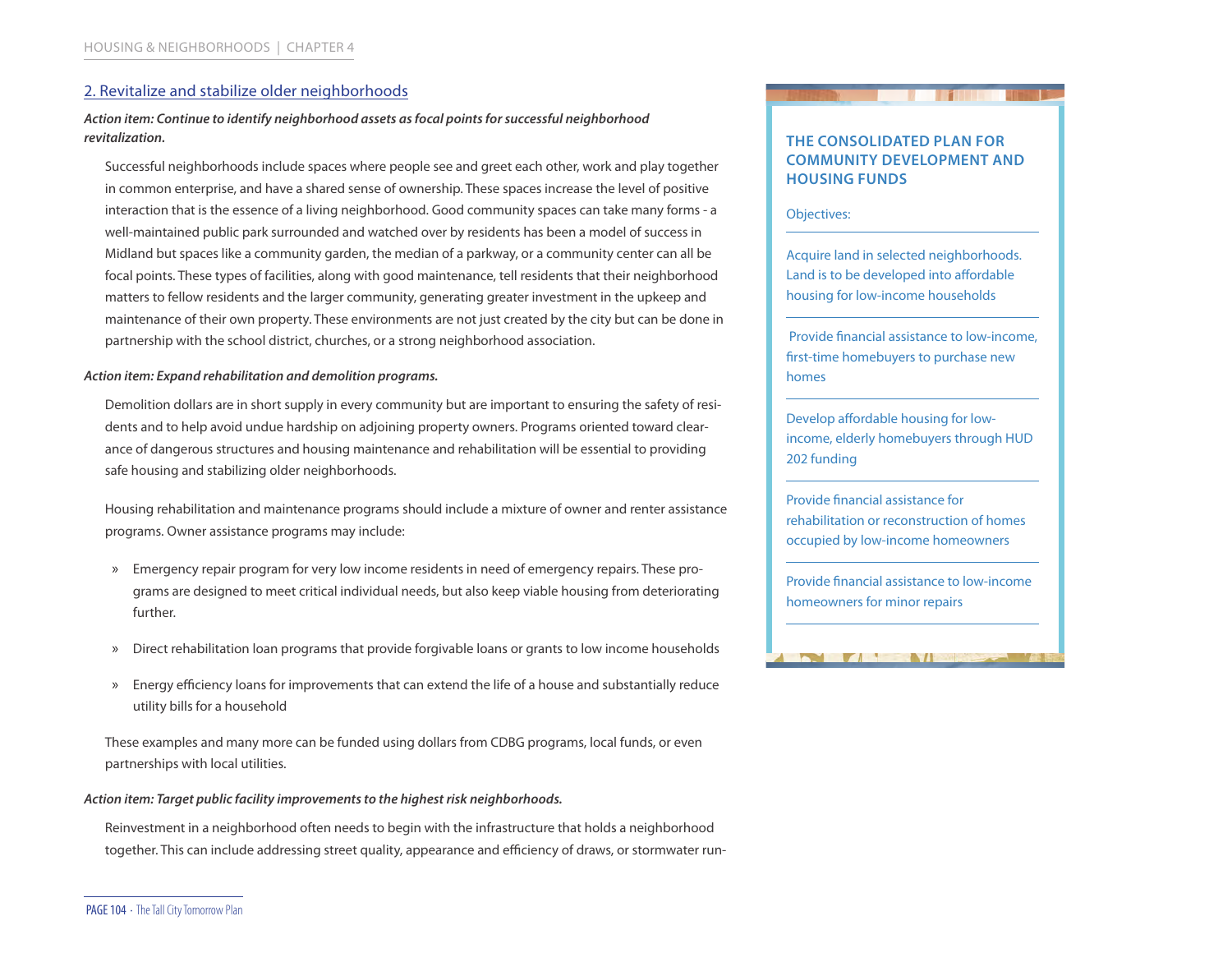## 2. Revitalize and stabilize older neighborhoods

***Action item: Continue to identify neighborhood assets as focal points for successful neighborhood revitalization.***

Successful neighborhoods include spaces where people see and greet each other, work and play together in common enterprise, and have a shared sense of ownership. These spaces increase the level of positive interaction that is the essence of a living neighborhood. Good community spaces can take many forms - a well-maintained public park surrounded and watched over by residents has been a model of success in Midland but spaces like a community garden, the median of a parkway, or a community center can all be focal points. These types of facilities, along with good maintenance, tell residents that their neighborhood matters to fellow residents and the larger community, generating greater investment in the upkeep and maintenance of their own property. These environments are not just created by the city but can be done in partnership with the school district, churches, or a strong neighborhood association.

***Action item: Expand rehabilitation and demolition programs.***

Demolition dollars are in short supply in every community but are important to ensuring the safety of residents and to help avoid undue hardship on adjoining property owners. Programs oriented toward clearance of dangerous structures and housing maintenance and rehabilitation will be essential to providing safe housing and stabilizing older neighborhoods.

Housing rehabilitation and maintenance programs should include a mixture of owner and renter assistance programs. Owner assistance programs may include:

- Emergency repair program for very low income residents in need of emergency repairs. These programs are designed to meet critical individual needs, but also keep viable housing from deteriorating further.
- Direct rehabilitation loan programs that provide forgivable loans or grants to low income households
- Energy efficiency loans for improvements that can extend the life of a house and substantially reduce utility bills for a household

These examples and many more can be funded using dollars from CDBG programs, local funds, or even partnerships with local utilities.

***Action item: Target public facility improvements to the highest risk neighborhoods.***

Reinvestment in a neighborhood often needs to begin with the infrastructure that holds a neighborhood together. This can include addressing street quality, appearance and efficiency of draws, or stormwater run-

### THE CONSOLIDATED PLAN FOR COMMUNITY DEVELOPMENT AND HOUSING FUNDS

Objectives:

- Acquire land in selected neighborhoods. Land is to be developed into affordable housing for low-income households
- Provide financial assistance to low-income, first-time homebuyers to purchase new homes
- Develop affordable housing for low-income, elderly homebuyers through HUD 202 funding
- Provide financial assistance for rehabilitation or reconstruction of homes occupied by low-income homeowners
- Provide financial assistance to low-income homeowners for minor repairs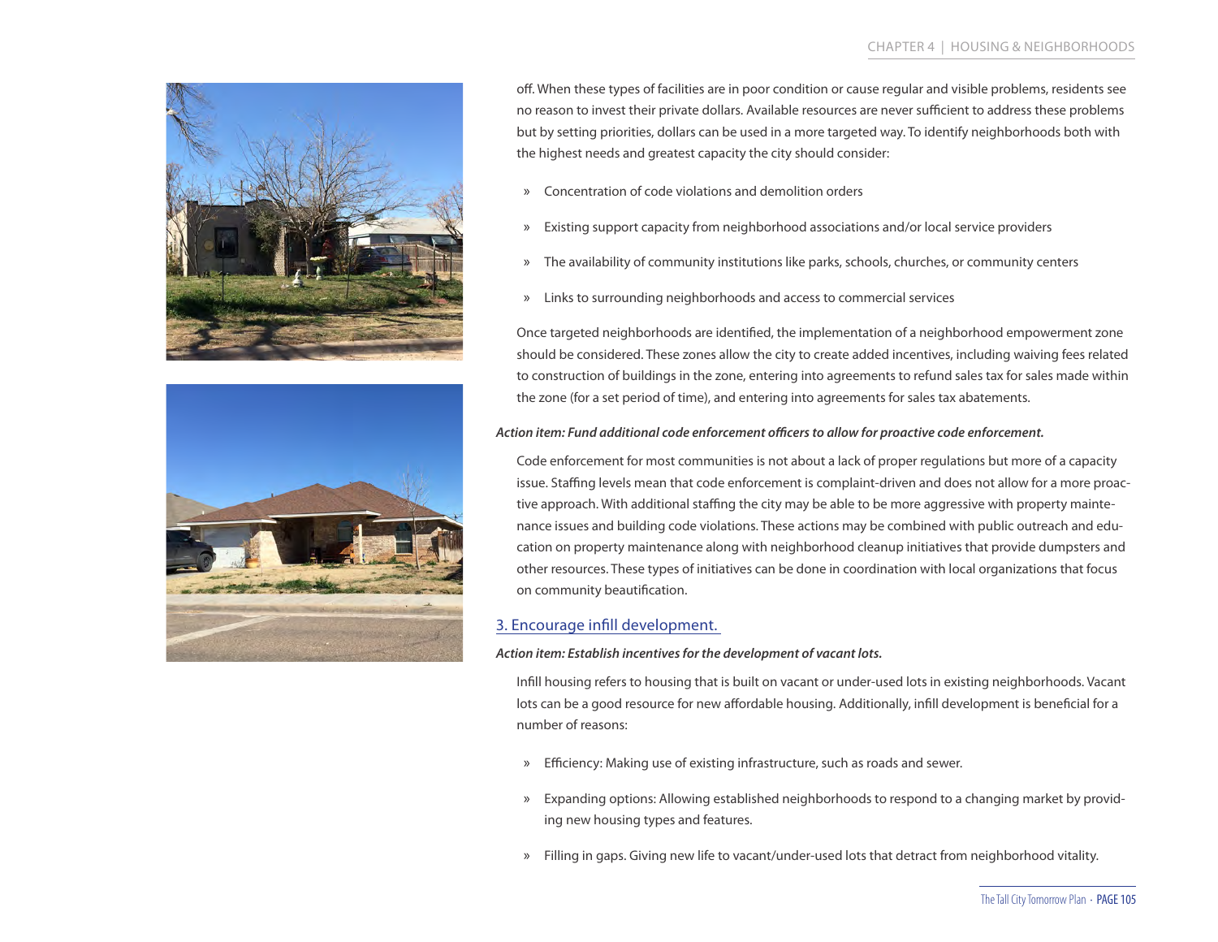off. When these types of facilities are in poor condition or cause regular and visible problems, residents see no reason to invest their private dollars. Available resources are never sufficient to address these problems but by setting priorities, dollars can be used in a more targeted way. To identify neighborhoods both with the highest needs and greatest capacity the city should consider:

- Concentration of code violations and demolition orders
- Existing support capacity from neighborhood associations and/or local service providers
- The availability of community institutions like parks, schools, churches, or community centers
- Links to surrounding neighborhoods and access to commercial services

Once targeted neighborhoods are identified, the implementation of a neighborhood empowerment zone should be considered. These zones allow the city to create added incentives, including waiving fees related to construction of buildings in the zone, entering into agreements to refund sales tax for sales made within the zone (for a set period of time), and entering into agreements for sales tax abatements.

***Action item: Fund additional code enforcement officers to allow for proactive code enforcement.***

Code enforcement for most communities is not about a lack of proper regulations but more of a capacity issue. Staffing levels mean that code enforcement is complaint-driven and does not allow for a more proactive approach. With additional staffing the city may be able to be more aggressive with property maintenance issues and building code violations. These actions may be combined with public outreach and education on property maintenance along with neighborhood cleanup initiatives that provide dumpsters and other resources. These types of initiatives can be done in coordination with local organizations that focus on community beautification.

## 3. Encourage infill development.

***Action item: Establish incentives for the development of vacant lots.***

Infill housing refers to housing that is built on vacant or under-used lots in existing neighborhoods. Vacant lots can be a good resource for new affordable housing. Additionally, infill development is beneficial for a number of reasons:

- Efficiency: Making use of existing infrastructure, such as roads and sewer.
- Expanding options: Allowing established neighborhoods to respond to a changing market by providing new housing types and features.
- Filling in gaps. Giving new life to vacant/under-used lots that detract from neighborhood vitality.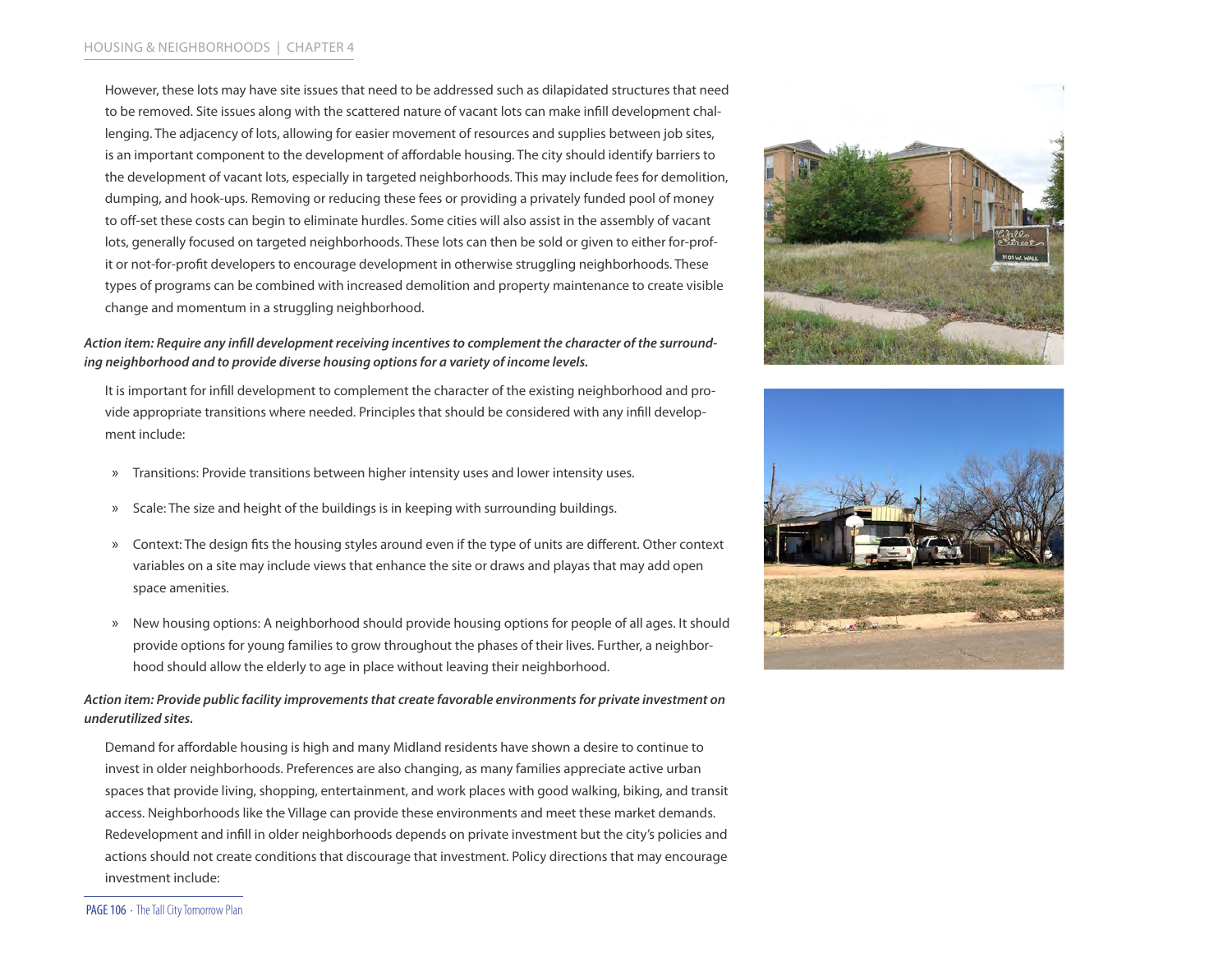However, these lots may have site issues that need to be addressed such as dilapidated structures that need to be removed. Site issues along with the scattered nature of vacant lots can make infill development challenging. The adjacency of lots, allowing for easier movement of resources and supplies between job sites, is an important component to the development of affordable housing. The city should identify barriers to the development of vacant lots, especially in targeted neighborhoods. This may include fees for demolition, dumping, and hook-ups. Removing or reducing these fees or providing a privately funded pool of money to off-set these costs can begin to eliminate hurdles. Some cities will also assist in the assembly of vacant lots, generally focused on targeted neighborhoods. These lots can then be sold or given to either for-profit or not-for-profit developers to encourage development in otherwise struggling neighborhoods. These types of programs can be combined with increased demolition and property maintenance to create visible change and momentum in a struggling neighborhood.

***Action item: Require any infill development receiving incentives to complement the character of the surrounding neighborhood and to provide diverse housing options for a variety of income levels.***

It is important for infill development to complement the character of the existing neighborhood and provide appropriate transitions where needed. Principles that should be considered with any infill development include:

- Transitions: Provide transitions between higher intensity uses and lower intensity uses.
- Scale: The size and height of the buildings is in keeping with surrounding buildings.
- Context: The design fits the housing styles around even if the type of units are different. Other context variables on a site may include views that enhance the site or draws and playas that may add open space amenities.
- New housing options: A neighborhood should provide housing options for people of all ages. It should provide options for young families to grow throughout the phases of their lives. Further, a neighborhood should allow the elderly to age in place without leaving their neighborhood.

***Action item: Provide public facility improvements that create favorable environments for private investment on underutilized sites.***

Demand for affordable housing is high and many Midland residents have shown a desire to continue to invest in older neighborhoods. Preferences are also changing, as many families appreciate active urban spaces that provide living, shopping, entertainment, and work places with good walking, biking, and transit access. Neighborhoods like the Village can provide these environments and meet these market demands. Redevelopment and infill in older neighborhoods depends on private investment but the city's policies and actions should not create conditions that discourage that investment. Policy directions that may encourage investment include: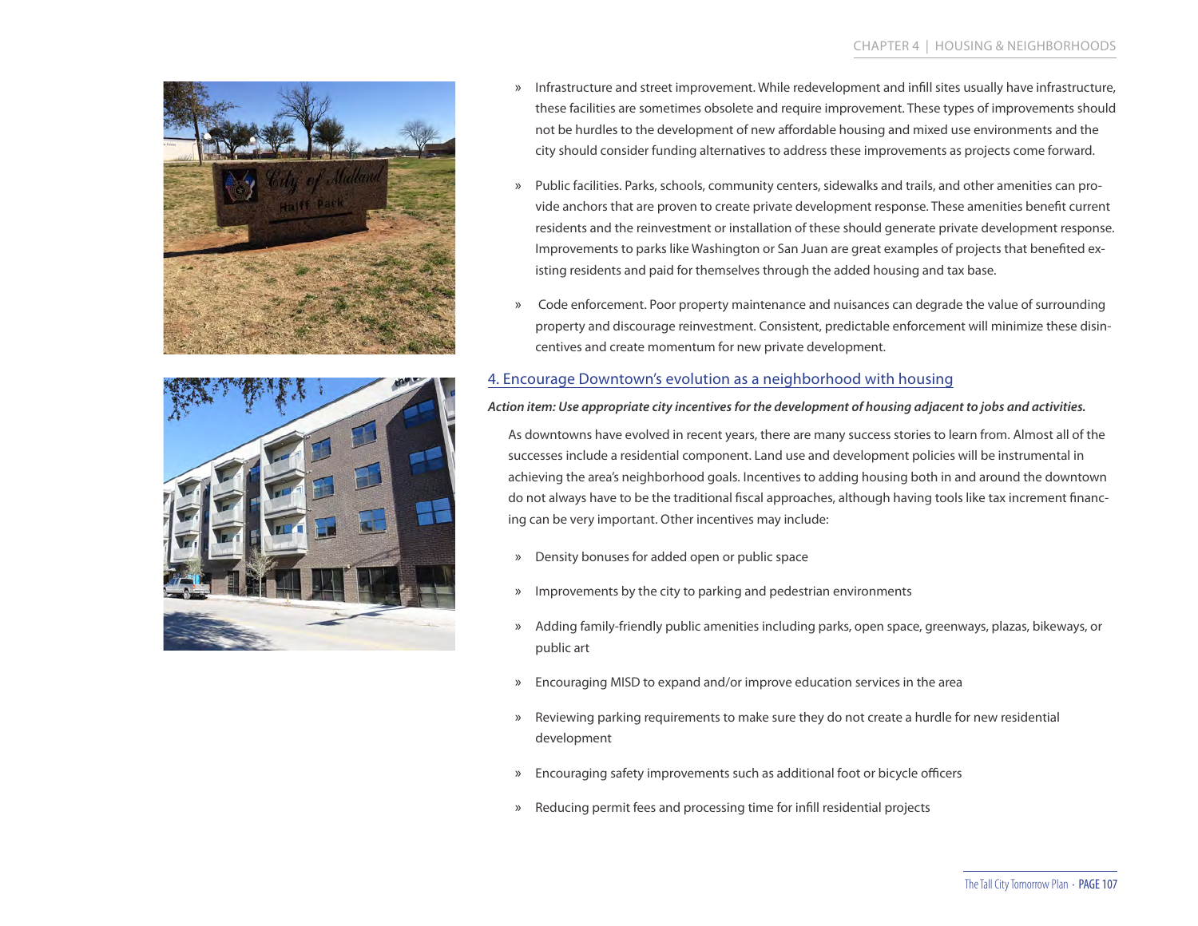- Infrastructure and street improvement. While redevelopment and infill sites usually have infrastructure, these facilities are sometimes obsolete and require improvement. These types of improvements should not be hurdles to the development of new affordable housing and mixed use environments and the city should consider funding alternatives to address these improvements as projects come forward.

- Public facilities. Parks, schools, community centers, sidewalks and trails, and other amenities can provide anchors that are proven to create private development response. These amenities benefit current residents and the reinvestment or installation of these should generate private development response. Improvements to parks like Washington or San Juan are great examples of projects that benefited existing residents and paid for themselves through the added housing and tax base.

- Code enforcement. Poor property maintenance and nuisances can degrade the value of surrounding property and discourage reinvestment. Consistent, predictable enforcement will minimize these disincentives and create momentum for new private development.

### 4. Encourage Downtown's evolution as a neighborhood with housing

***Action item: Use appropriate city incentives for the development of housing adjacent to jobs and activities.***

As downtowns have evolved in recent years, there are many success stories to learn from. Almost all of the successes include a residential component. Land use and development policies will be instrumental in achieving the area's neighborhood goals. Incentives to adding housing both in and around the downtown do not always have to be the traditional fiscal approaches, although having tools like tax increment financing can be very important. Other incentives may include:

- Density bonuses for added open or public space
- Improvements by the city to parking and pedestrian environments
- Adding family-friendly public amenities including parks, open space, greenways, plazas, bikeways, or public art
- Encouraging MISD to expand and/or improve education services in the area
- Reviewing parking requirements to make sure they do not create a hurdle for new residential development
- Encouraging safety improvements such as additional foot or bicycle officers
- Reducing permit fees and processing time for infill residential projects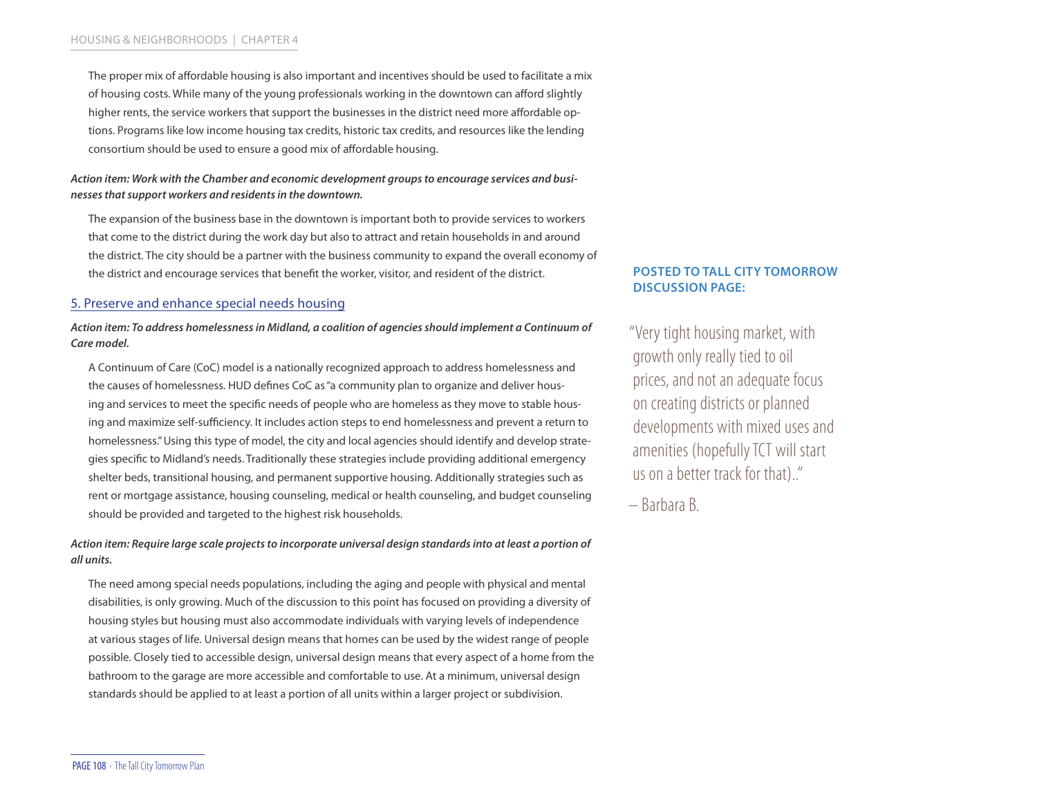The proper mix of affordable housing is also important and incentives should be used to facilitate a mix of housing costs. While many of the young professionals working in the downtown can afford slightly higher rents, the service workers that support the businesses in the district need more affordable options. Programs like low income housing tax credits, historic tax credits, and resources like the lending consortium should be used to ensure a good mix of affordable housing.

***Action item: Work with the Chamber and economic development groups to encourage services and businesses that support workers and residents in the downtown.***

The expansion of the business base in the downtown is important both to provide services to workers that come to the district during the work day but also to attract and retain households in and around the district. The city should be a partner with the business community to expand the overall economy of the district and encourage services that benefit the worker, visitor, and resident of the district.

## 5. Preserve and enhance special needs housing

***Action item: To address homelessness in Midland, a coalition of agencies should implement a Continuum of Care model.***

A Continuum of Care (CoC) model is a nationally recognized approach to address homelessness and the causes of homelessness. HUD defines CoC as "a community plan to organize and deliver housing and services to meet the specific needs of people who are homeless as they move to stable housing and maximize self-sufficiency. It includes action steps to end homelessness and prevent a return to homelessness." Using this type of model, the city and local agencies should identify and develop strategies specific to Midland's needs. Traditionally these strategies include providing additional emergency shelter beds, transitional housing, and permanent supportive housing. Additionally strategies such as rent or mortgage assistance, housing counseling, medical or health counseling, and budget counseling should be provided and targeted to the highest risk households.

***Action item: Require large scale projects to incorporate universal design standards into at least a portion of all units.***

The need among special needs populations, including the aging and people with physical and mental disabilities, is only growing. Much of the discussion to this point has focused on providing a diversity of housing styles but housing must also accommodate individuals with varying levels of independence at various stages of life. Universal design means that homes can be used by the widest range of people possible. Closely tied to accessible design, universal design means that every aspect of a home from the bathroom to the garage are more accessible and comfortable to use. At a minimum, universal design standards should be applied to at least a portion of all units within a larger project or subdivision.

**POSTED TO TALL CITY TOMORROW DISCUSSION PAGE:**

"Very tight housing market, with growth only really tied to oil prices, and not an adequate focus on creating districts or planned developments with mixed uses and amenities (hopefully TCT will start us on a better track for that).."

– Barbara B.